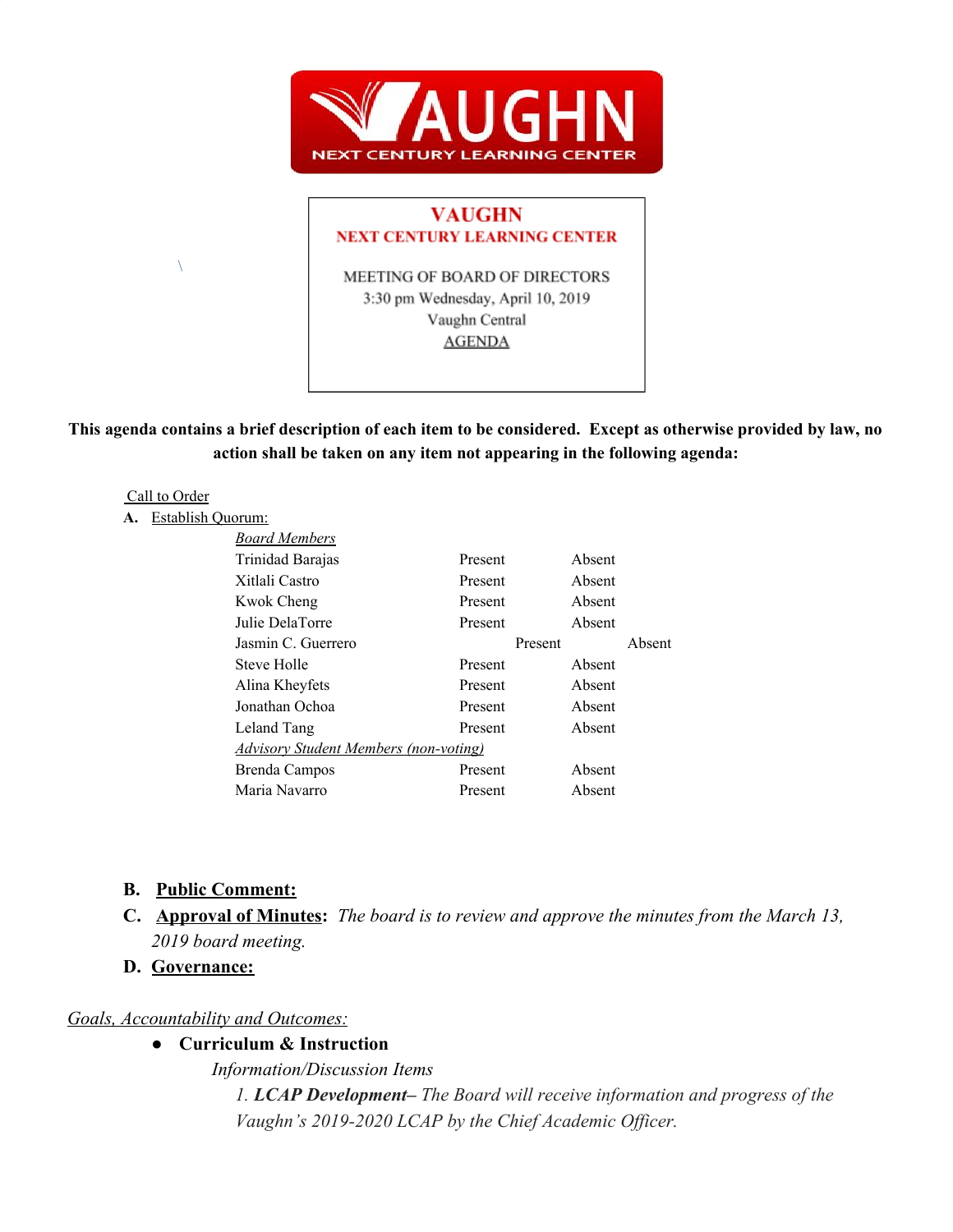# VAUGHN NEXT CENTURY LEARNING CENTER

**VAUGHN**
**NEXT CENTURY LEARNING CENTER**

MEETING OF BOARD OF DIRECTORS
3:30 pm Wednesday, April 10, 2019
Vaughn Central
AGENDA

**This agenda contains a brief description of each item to be considered. Except as otherwise provided by law, no action shall be taken on any item not appearing in the following agenda:**

Call to Order

**A.** Establish Quorum:

| *Board Members* | | |
|---|---|---|
| Trinidad Barajas | Present | Absent |
| Xitlali Castro | Present | Absent |
| Kwok Cheng | Present | Absent |
| Julie DelaTorre | Present | Absent |
| Jasmin C. Guerrero | Present | Absent |
| Steve Holle | Present | Absent |
| Alina Kheyfets | Present | Absent |
| Jonathan Ochoa | Present | Absent |
| Leland Tang | Present | Absent |
| *Advisory Student Members (non-voting)* | | |
| Brenda Campos | Present | Absent |
| Maria Navarro | Present | Absent |

**B. Public Comment:**

**C. Approval of Minutes:** *The board is to review and approve the minutes from the March 13, 2019 board meeting.*

**D. Governance:**

*Goals, Accountability and Outcomes:*

- **Curriculum & Instruction**

  *Information/Discussion Items*

  *1. **LCAP Development**– The Board will receive information and progress of the Vaughn's 2019-2020 LCAP by the Chief Academic Officer.*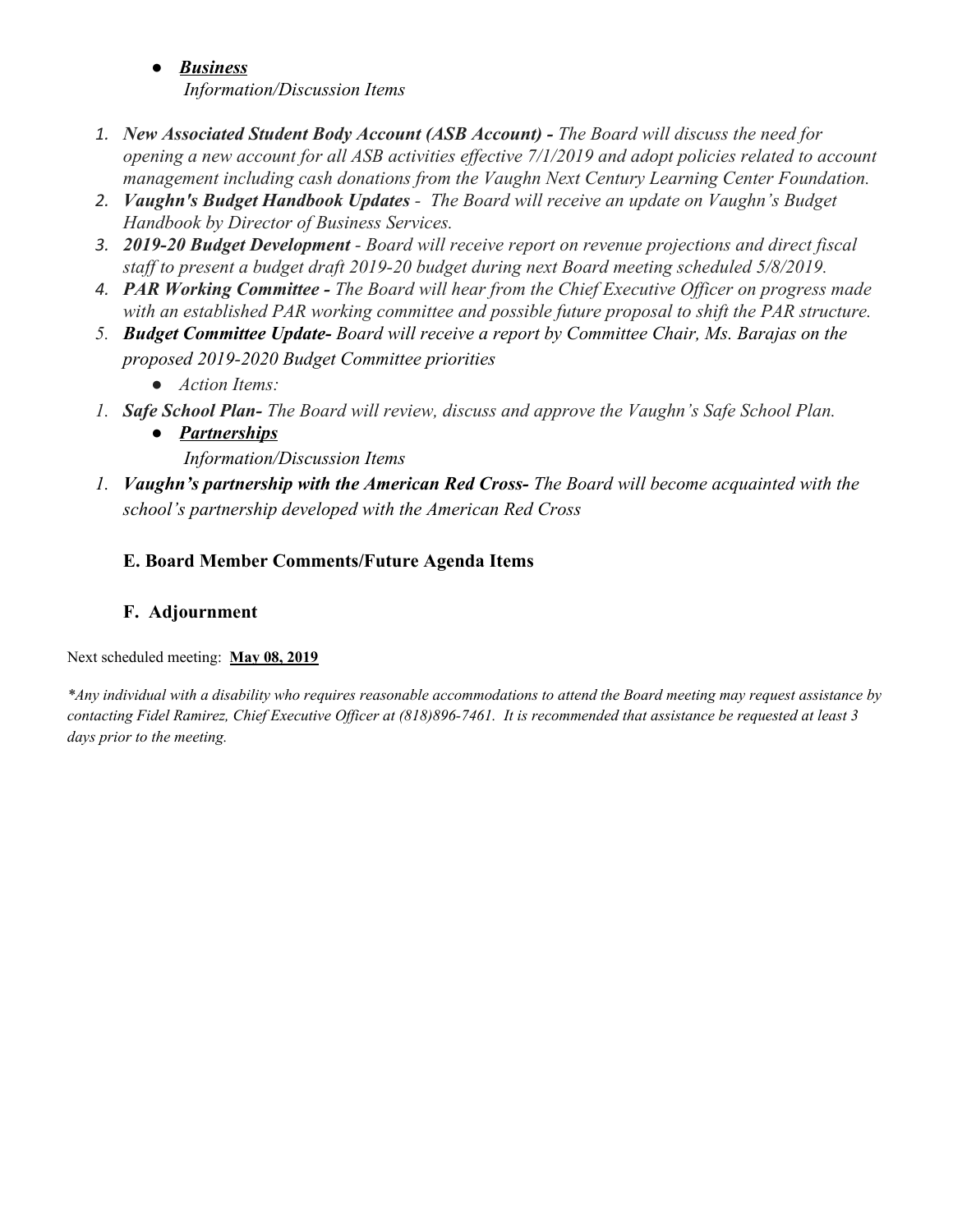- ***Business***

  *Information/Discussion Items*

1. ***New Associated Student Body Account (ASB Account) -*** *The Board will discuss the need for opening a new account for all ASB activities effective 7/1/2019 and adopt policies related to account management including cash donations from the Vaughn Next Century Learning Center Foundation.*
2. ***Vaughn's Budget Handbook Updates*** *- The Board will receive an update on Vaughn's Budget Handbook by Director of Business Services.*
3. ***2019-20 Budget Development*** *- Board will receive report on revenue projections and direct fiscal staff to present a budget draft 2019-20 budget during next Board meeting scheduled 5/8/2019.*
4. ***PAR Working Committee -*** *The Board will hear from the Chief Executive Officer on progress made with an established PAR working committee and possible future proposal to shift the PAR structure.*
5. ***Budget Committee Update-*** *Board will receive a report by Committee Chair, Ms. Barajas on the proposed 2019-2020 Budget Committee priorities*
   - *Action Items:*

1. ***Safe School Plan-*** *The Board will review, discuss and approve the Vaughn's Safe School Plan.*
   - ***Partnerships***

     *Information/Discussion Items*

1. ***Vaughn's partnership with the American Red Cross-*** *The Board will become acquainted with the school's partnership developed with the American Red Cross*

### E. Board Member Comments/Future Agenda Items

### F. Adjournment

Next scheduled meeting: **May 08, 2019**

*\*Any individual with a disability who requires reasonable accommodations to attend the Board meeting may request assistance by contacting Fidel Ramirez, Chief Executive Officer at (818)896-7461. It is recommended that assistance be requested at least 3 days prior to the meeting.*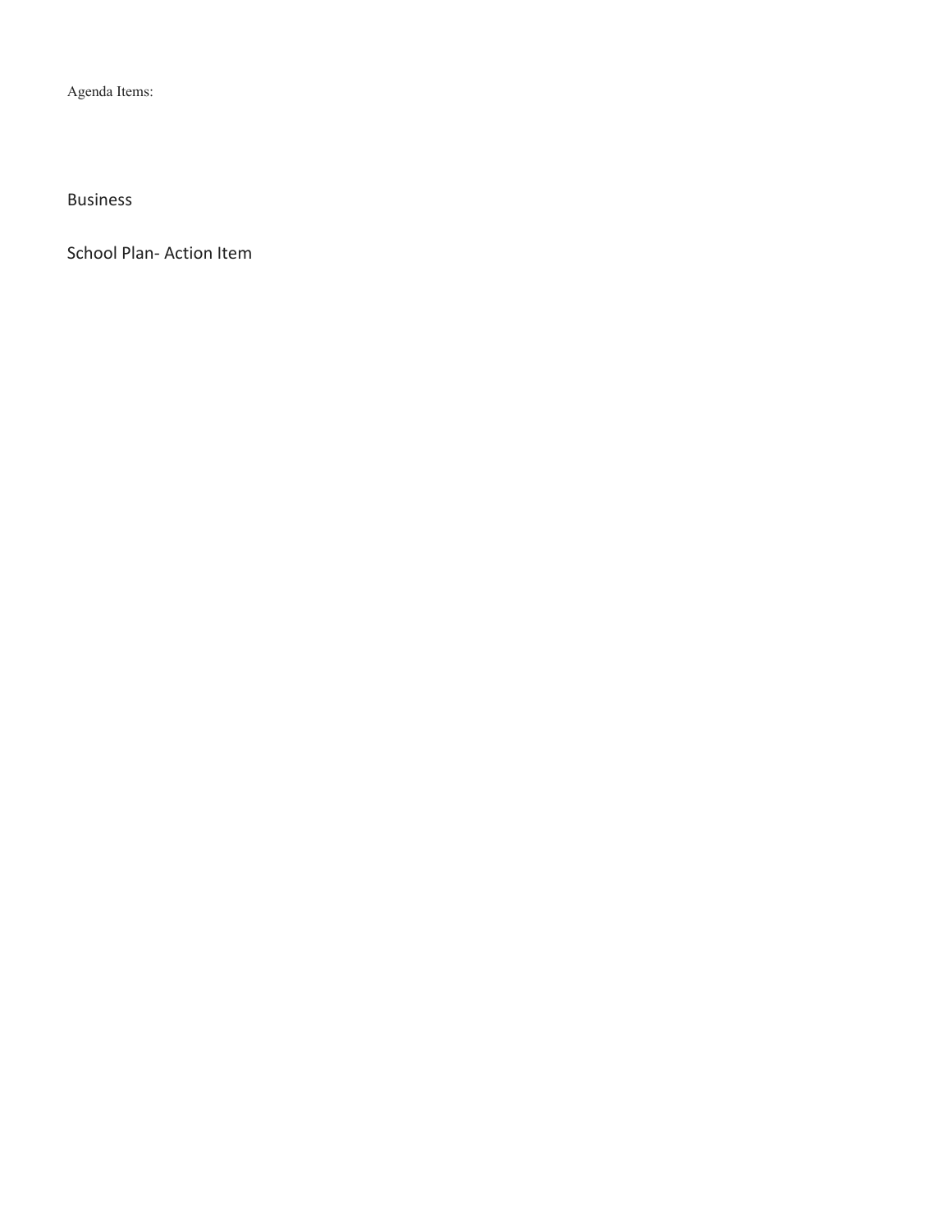Agenda Items:

Business

School Plan- Action Item